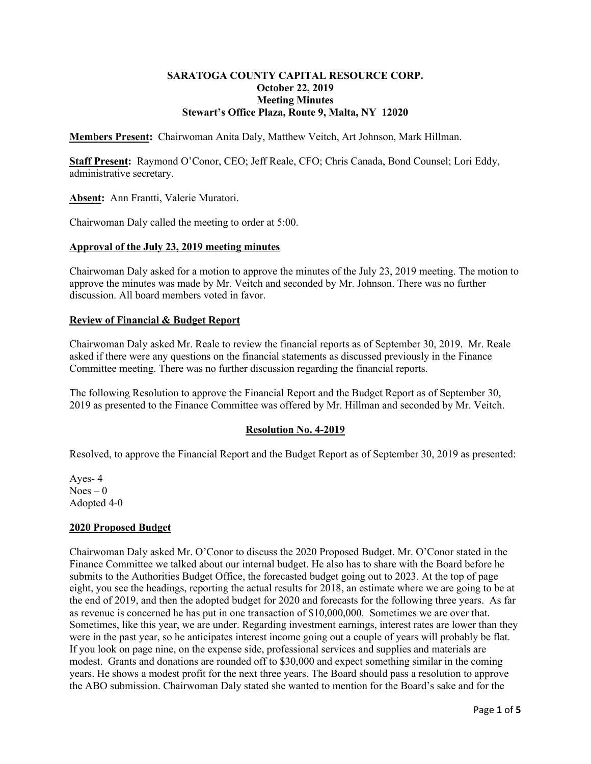**SARATOGA COUNTY CAPITAL RESOURCE CORP.**
**October 22, 2019**
**Meeting Minutes**
**Stewart's Office Plaza, Route 9, Malta, NY 12020**

**Members Present:** Chairwoman Anita Daly, Matthew Veitch, Art Johnson, Mark Hillman.

**Staff Present:** Raymond O'Conor, CEO; Jeff Reale, CFO; Chris Canada, Bond Counsel; Lori Eddy, administrative secretary.

**Absent:** Ann Frantti, Valerie Muratori.

Chairwoman Daly called the meeting to order at 5:00.

**Approval of the July 23, 2019 meeting minutes**

Chairwoman Daly asked for a motion to approve the minutes of the July 23, 2019 meeting. The motion to approve the minutes was made by Mr. Veitch and seconded by Mr. Johnson. There was no further discussion. All board members voted in favor.

**Review of Financial & Budget Report**

Chairwoman Daly asked Mr. Reale to review the financial reports as of September 30, 2019. Mr. Reale asked if there were any questions on the financial statements as discussed previously in the Finance Committee meeting. There was no further discussion regarding the financial reports.

The following Resolution to approve the Financial Report and the Budget Report as of September 30, 2019 as presented to the Finance Committee was offered by Mr. Hillman and seconded by Mr. Veitch.

**Resolution No. 4-2019**

Resolved, to approve the Financial Report and the Budget Report as of September 30, 2019 as presented:

Ayes- 4
Noes – 0
Adopted 4-0

**2020 Proposed Budget**

Chairwoman Daly asked Mr. O'Conor to discuss the 2020 Proposed Budget. Mr. O'Conor stated in the Finance Committee we talked about our internal budget. He also has to share with the Board before he submits to the Authorities Budget Office, the forecasted budget going out to 2023. At the top of page eight, you see the headings, reporting the actual results for 2018, an estimate where we are going to be at the end of 2019, and then the adopted budget for 2020 and forecasts for the following three years. As far as revenue is concerned he has put in one transaction of $10,000,000. Sometimes we are over that. Sometimes, like this year, we are under. Regarding investment earnings, interest rates are lower than they were in the past year, so he anticipates interest income going out a couple of years will probably be flat. If you look on page nine, on the expense side, professional services and supplies and materials are modest. Grants and donations are rounded off to $30,000 and expect something similar in the coming years. He shows a modest profit for the next three years. The Board should pass a resolution to approve the ABO submission. Chairwoman Daly stated she wanted to mention for the Board's sake and for the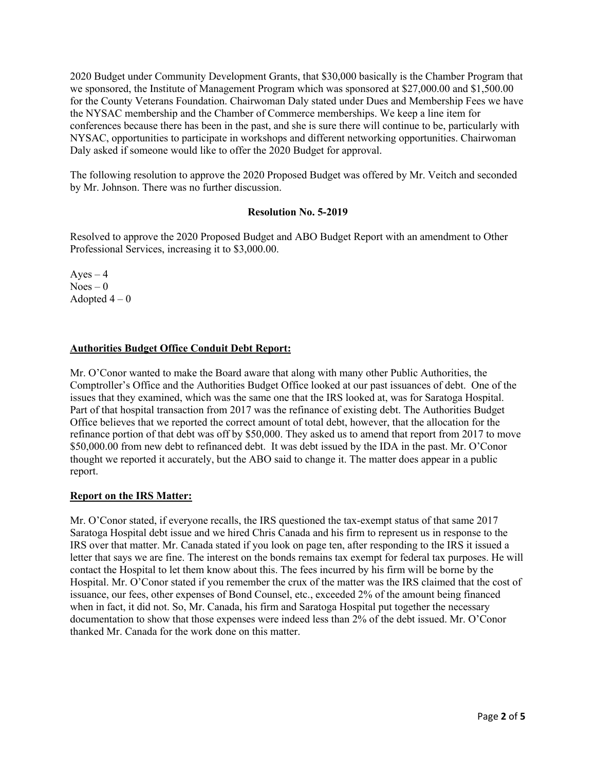2020 Budget under Community Development Grants, that $30,000 basically is the Chamber Program that we sponsored, the Institute of Management Program which was sponsored at $27,000.00 and $1,500.00 for the County Veterans Foundation. Chairwoman Daly stated under Dues and Membership Fees we have the NYSAC membership and the Chamber of Commerce memberships. We keep a line item for conferences because there has been in the past, and she is sure there will continue to be, particularly with NYSAC, opportunities to participate in workshops and different networking opportunities. Chairwoman Daly asked if someone would like to offer the 2020 Budget for approval.

The following resolution to approve the 2020 Proposed Budget was offered by Mr. Veitch and seconded by Mr. Johnson. There was no further discussion.

**Resolution No. 5-2019**

Resolved to approve the 2020 Proposed Budget and ABO Budget Report with an amendment to Other Professional Services, increasing it to $3,000.00.

Ayes – 4
Noes – 0
Adopted 4 – 0

**Authorities Budget Office Conduit Debt Report:**

Mr. O'Conor wanted to make the Board aware that along with many other Public Authorities, the Comptroller's Office and the Authorities Budget Office looked at our past issuances of debt. One of the issues that they examined, which was the same one that the IRS looked at, was for Saratoga Hospital. Part of that hospital transaction from 2017 was the refinance of existing debt. The Authorities Budget Office believes that we reported the correct amount of total debt, however, that the allocation for the refinance portion of that debt was off by $50,000. They asked us to amend that report from 2017 to move $50,000.00 from new debt to refinanced debt. It was debt issued by the IDA in the past. Mr. O'Conor thought we reported it accurately, but the ABO said to change it. The matter does appear in a public report.

**Report on the IRS Matter:**

Mr. O'Conor stated, if everyone recalls, the IRS questioned the tax-exempt status of that same 2017 Saratoga Hospital debt issue and we hired Chris Canada and his firm to represent us in response to the IRS over that matter. Mr. Canada stated if you look on page ten, after responding to the IRS it issued a letter that says we are fine. The interest on the bonds remains tax exempt for federal tax purposes. He will contact the Hospital to let them know about this. The fees incurred by his firm will be borne by the Hospital. Mr. O'Conor stated if you remember the crux of the matter was the IRS claimed that the cost of issuance, our fees, other expenses of Bond Counsel, etc., exceeded 2% of the amount being financed when in fact, it did not. So, Mr. Canada, his firm and Saratoga Hospital put together the necessary documentation to show that those expenses were indeed less than 2% of the debt issued. Mr. O'Conor thanked Mr. Canada for the work done on this matter.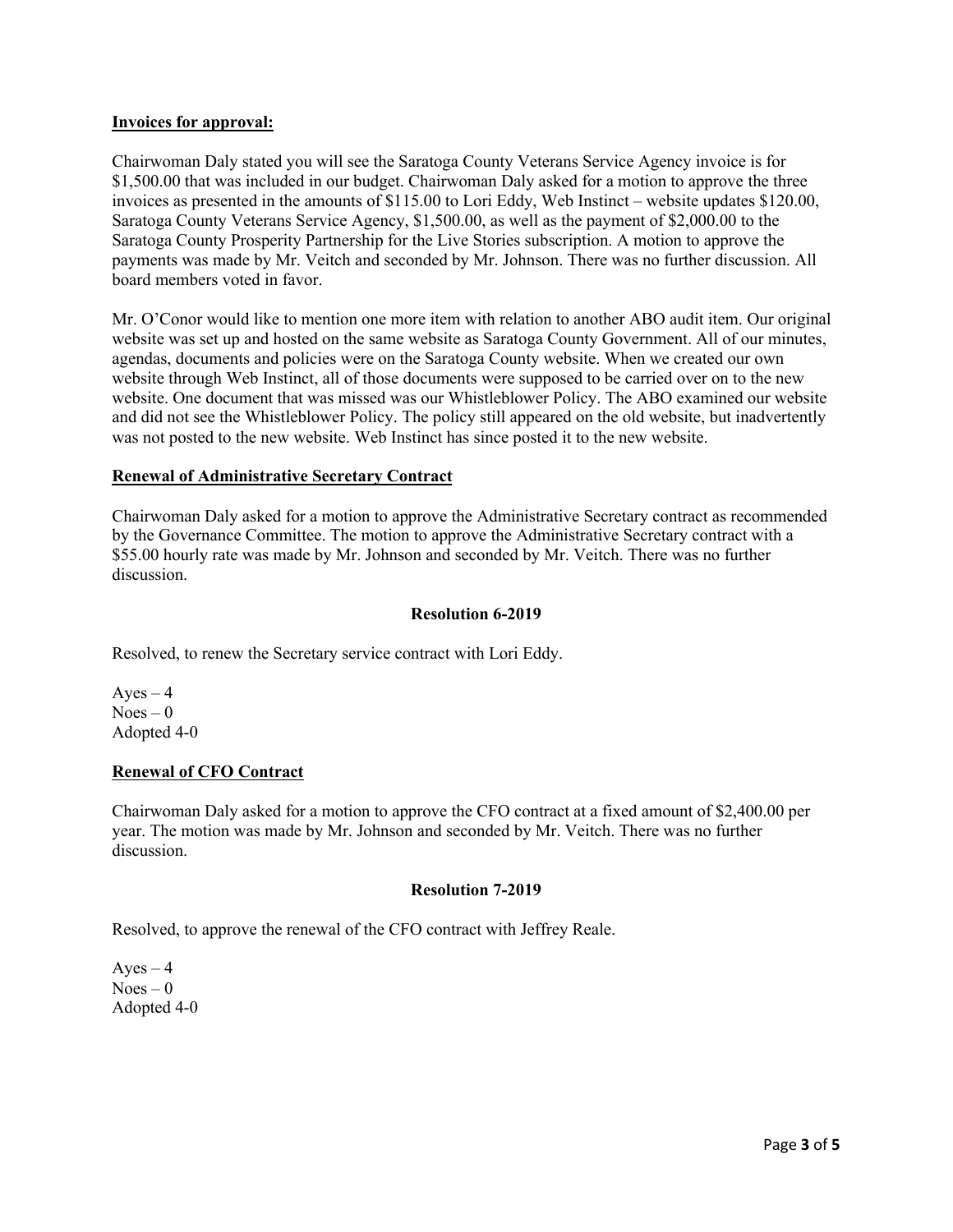**Invoices for approval:**

Chairwoman Daly stated you will see the Saratoga County Veterans Service Agency invoice is for $1,500.00 that was included in our budget. Chairwoman Daly asked for a motion to approve the three invoices as presented in the amounts of $115.00 to Lori Eddy, Web Instinct – website updates $120.00, Saratoga County Veterans Service Agency, $1,500.00, as well as the payment of $2,000.00 to the Saratoga County Prosperity Partnership for the Live Stories subscription. A motion to approve the payments was made by Mr. Veitch and seconded by Mr. Johnson. There was no further discussion. All board members voted in favor.

Mr. O'Conor would like to mention one more item with relation to another ABO audit item. Our original website was set up and hosted on the same website as Saratoga County Government. All of our minutes, agendas, documents and policies were on the Saratoga County website. When we created our own website through Web Instinct, all of those documents were supposed to be carried over on to the new website. One document that was missed was our Whistleblower Policy. The ABO examined our website and did not see the Whistleblower Policy. The policy still appeared on the old website, but inadvertently was not posted to the new website. Web Instinct has since posted it to the new website.

**Renewal of Administrative Secretary Contract**

Chairwoman Daly asked for a motion to approve the Administrative Secretary contract as recommended by the Governance Committee. The motion to approve the Administrative Secretary contract with a $55.00 hourly rate was made by Mr. Johnson and seconded by Mr. Veitch. There was no further discussion.

**Resolution 6-2019**

Resolved, to renew the Secretary service contract with Lori Eddy.

Ayes – 4
Noes – 0
Adopted 4-0

**Renewal of CFO Contract**

Chairwoman Daly asked for a motion to approve the CFO contract at a fixed amount of $2,400.00 per year. The motion was made by Mr. Johnson and seconded by Mr. Veitch. There was no further discussion.

**Resolution 7-2019**

Resolved, to approve the renewal of the CFO contract with Jeffrey Reale.

Ayes – 4
Noes – 0
Adopted 4-0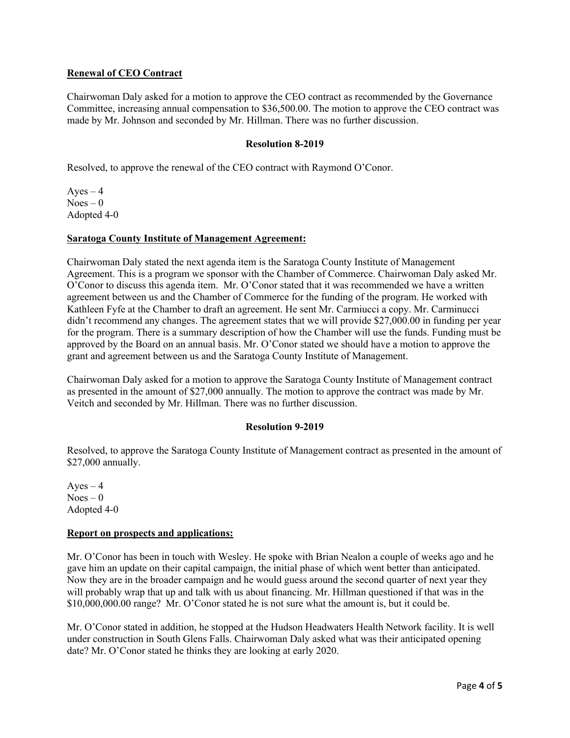**Renewal of CEO Contract**

Chairwoman Daly asked for a motion to approve the CEO contract as recommended by the Governance Committee, increasing annual compensation to $36,500.00. The motion to approve the CEO contract was made by Mr. Johnson and seconded by Mr. Hillman. There was no further discussion.

**Resolution 8-2019**

Resolved, to approve the renewal of the CEO contract with Raymond O'Conor.

Ayes – 4
Noes – 0
Adopted 4-0

**Saratoga County Institute of Management Agreement:**

Chairwoman Daly stated the next agenda item is the Saratoga County Institute of Management Agreement. This is a program we sponsor with the Chamber of Commerce. Chairwoman Daly asked Mr. O'Conor to discuss this agenda item. Mr. O'Conor stated that it was recommended we have a written agreement between us and the Chamber of Commerce for the funding of the program. He worked with Kathleen Fyfe at the Chamber to draft an agreement. He sent Mr. Carmiucci a copy. Mr. Carminucci didn't recommend any changes. The agreement states that we will provide $27,000.00 in funding per year for the program. There is a summary description of how the Chamber will use the funds. Funding must be approved by the Board on an annual basis. Mr. O'Conor stated we should have a motion to approve the grant and agreement between us and the Saratoga County Institute of Management.

Chairwoman Daly asked for a motion to approve the Saratoga County Institute of Management contract as presented in the amount of $27,000 annually. The motion to approve the contract was made by Mr. Veitch and seconded by Mr. Hillman. There was no further discussion.

**Resolution 9-2019**

Resolved, to approve the Saratoga County Institute of Management contract as presented in the amount of $27,000 annually.

Ayes – 4
Noes – 0
Adopted 4-0

**Report on prospects and applications:**

Mr. O'Conor has been in touch with Wesley. He spoke with Brian Nealon a couple of weeks ago and he gave him an update on their capital campaign, the initial phase of which went better than anticipated. Now they are in the broader campaign and he would guess around the second quarter of next year they will probably wrap that up and talk with us about financing. Mr. Hillman questioned if that was in the $10,000,000.00 range? Mr. O'Conor stated he is not sure what the amount is, but it could be.

Mr. O'Conor stated in addition, he stopped at the Hudson Headwaters Health Network facility. It is well under construction in South Glens Falls. Chairwoman Daly asked what was their anticipated opening date? Mr. O'Conor stated he thinks they are looking at early 2020.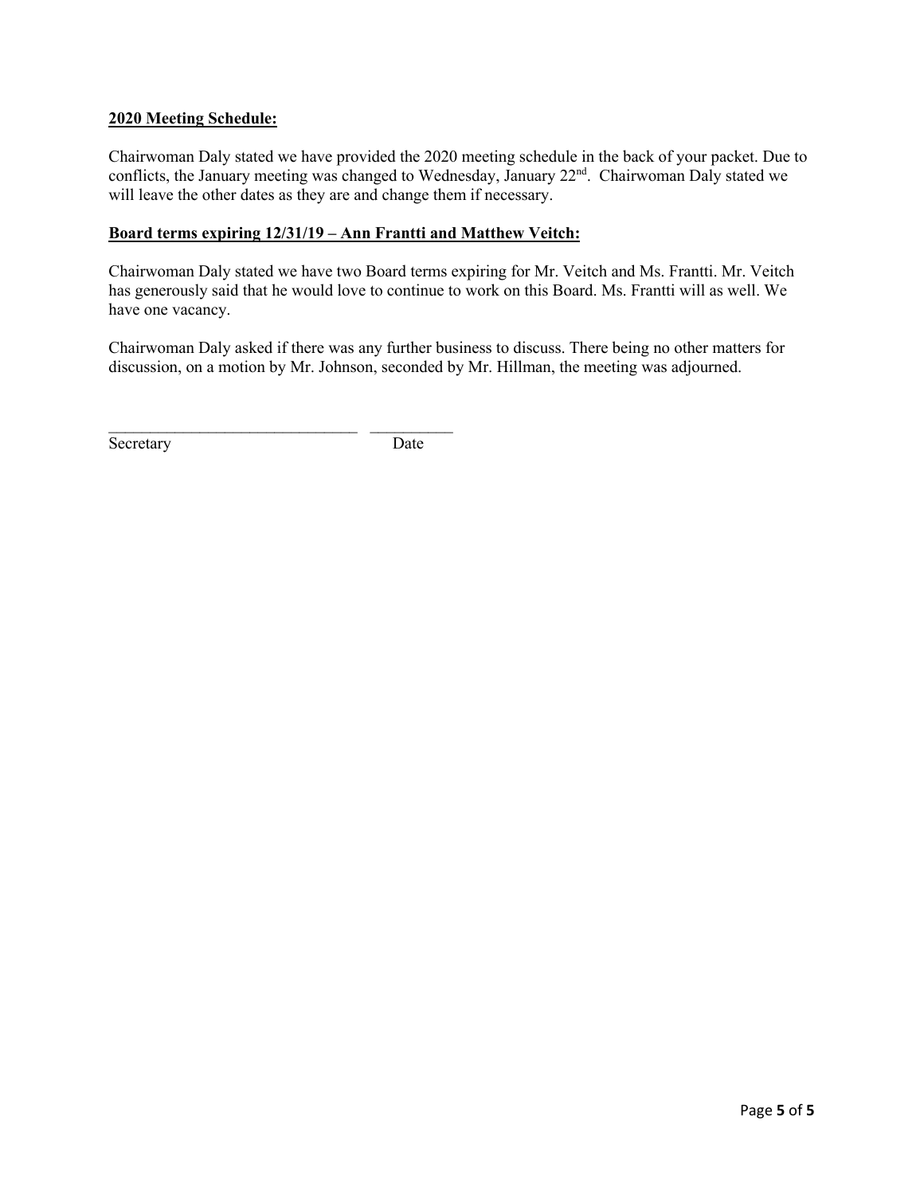**2020 Meeting Schedule:**

Chairwoman Daly stated we have provided the 2020 meeting schedule in the back of your packet. Due to conflicts, the January meeting was changed to Wednesday, January 22nd. Chairwoman Daly stated we will leave the other dates as they are and change them if necessary.

**Board terms expiring 12/31/19 – Ann Frantti and Matthew Veitch:**

Chairwoman Daly stated we have two Board terms expiring for Mr. Veitch and Ms. Frantti. Mr. Veitch has generously said that he would love to continue to work on this Board. Ms. Frantti will as well. We have one vacancy.

Chairwoman Daly asked if there was any further business to discuss. There being no other matters for discussion, on a motion by Mr. Johnson, seconded by Mr. Hillman, the meeting was adjourned.

______________________________ __________

Secretary Date